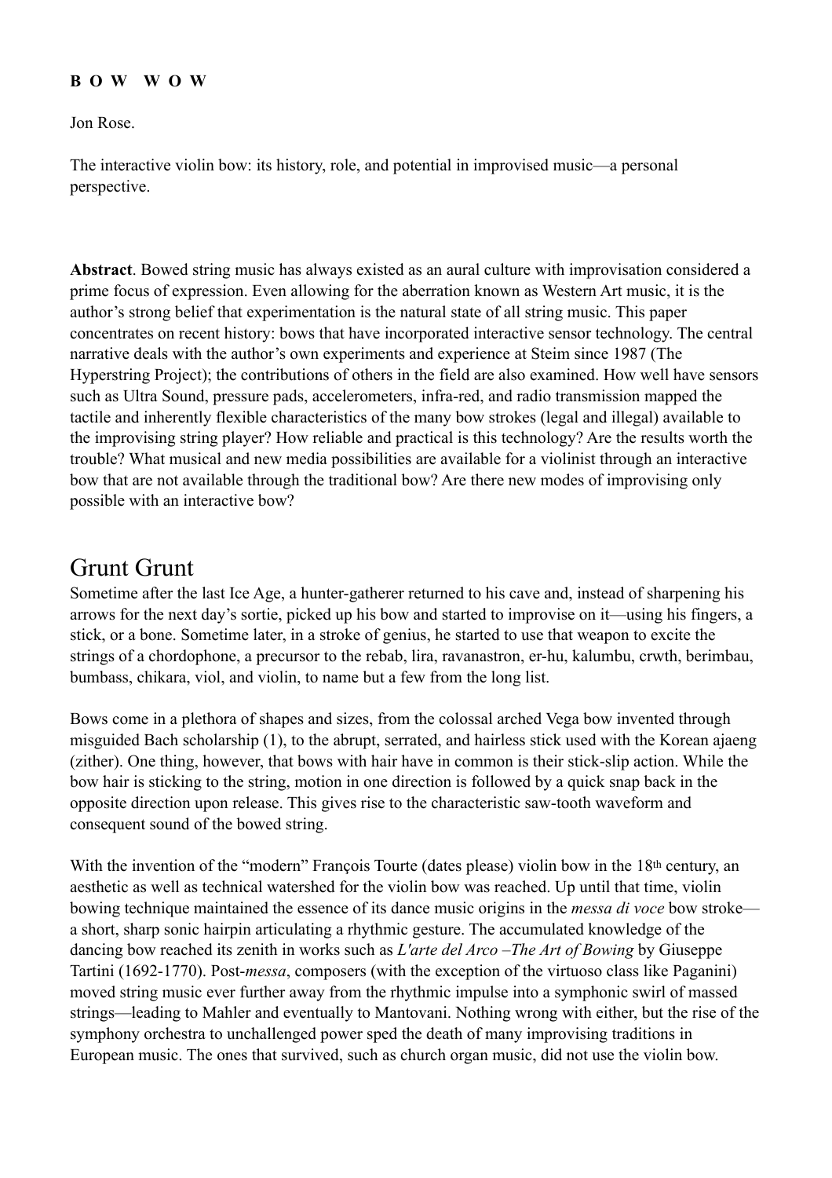**B O W   W O W**

Jon Rose.

The interactive violin bow: its history, role, and potential in improvised music—a personal perspective.

**Abstract**. Bowed string music has always existed as an aural culture with improvisation considered a prime focus of expression. Even allowing for the aberration known as Western Art music, it is the author's strong belief that experimentation is the natural state of all string music. This paper concentrates on recent history: bows that have incorporated interactive sensor technology. The central narrative deals with the author's own experiments and experience at Steim since 1987 (The Hyperstring Project); the contributions of others in the field are also examined. How well have sensors such as Ultra Sound, pressure pads, accelerometers, infra-red, and radio transmission mapped the tactile and inherently flexible characteristics of the many bow strokes (legal and illegal) available to the improvising string player? How reliable and practical is this technology? Are the results worth the trouble? What musical and new media possibilities are available for a violinist through an interactive bow that are not available through the traditional bow? Are there new modes of improvising only possible with an interactive bow?

# Grunt Grunt

Sometime after the last Ice Age, a hunter-gatherer returned to his cave and, instead of sharpening his arrows for the next day's sortie, picked up his bow and started to improvise on it—using his fingers, a stick, or a bone. Sometime later, in a stroke of genius, he started to use that weapon to excite the strings of a chordophone, a precursor to the rebab, lira, ravanastron, er-hu, kalumbu, crwth, berimbau, bumbass, chikara, viol, and violin, to name but a few from the long list.

Bows come in a plethora of shapes and sizes, from the colossal arched Vega bow invented through misguided Bach scholarship (1), to the abrupt, serrated, and hairless stick used with the Korean ajaeng (zither). One thing, however, that bows with hair have in common is their stick-slip action. While the bow hair is sticking to the string, motion in one direction is followed by a quick snap back in the opposite direction upon release. This gives rise to the characteristic saw-tooth waveform and consequent sound of the bowed string.

With the invention of the "modern" François Tourte (dates please) violin bow in the 18th century, an aesthetic as well as technical watershed for the violin bow was reached. Up until that time, violin bowing technique maintained the essence of its dance music origins in the *messa di voce* bow stroke—a short, sharp sonic hairpin articulating a rhythmic gesture. The accumulated knowledge of the dancing bow reached its zenith in works such as *L'arte del Arco –The Art of Bowing* by Giuseppe Tartini (1692-1770). Post-*messa*, composers (with the exception of the virtuoso class like Paganini) moved string music ever further away from the rhythmic impulse into a symphonic swirl of massed strings—leading to Mahler and eventually to Mantovani. Nothing wrong with either, but the rise of the symphony orchestra to unchallenged power sped the death of many improvising traditions in European music. The ones that survived, such as church organ music, did not use the violin bow.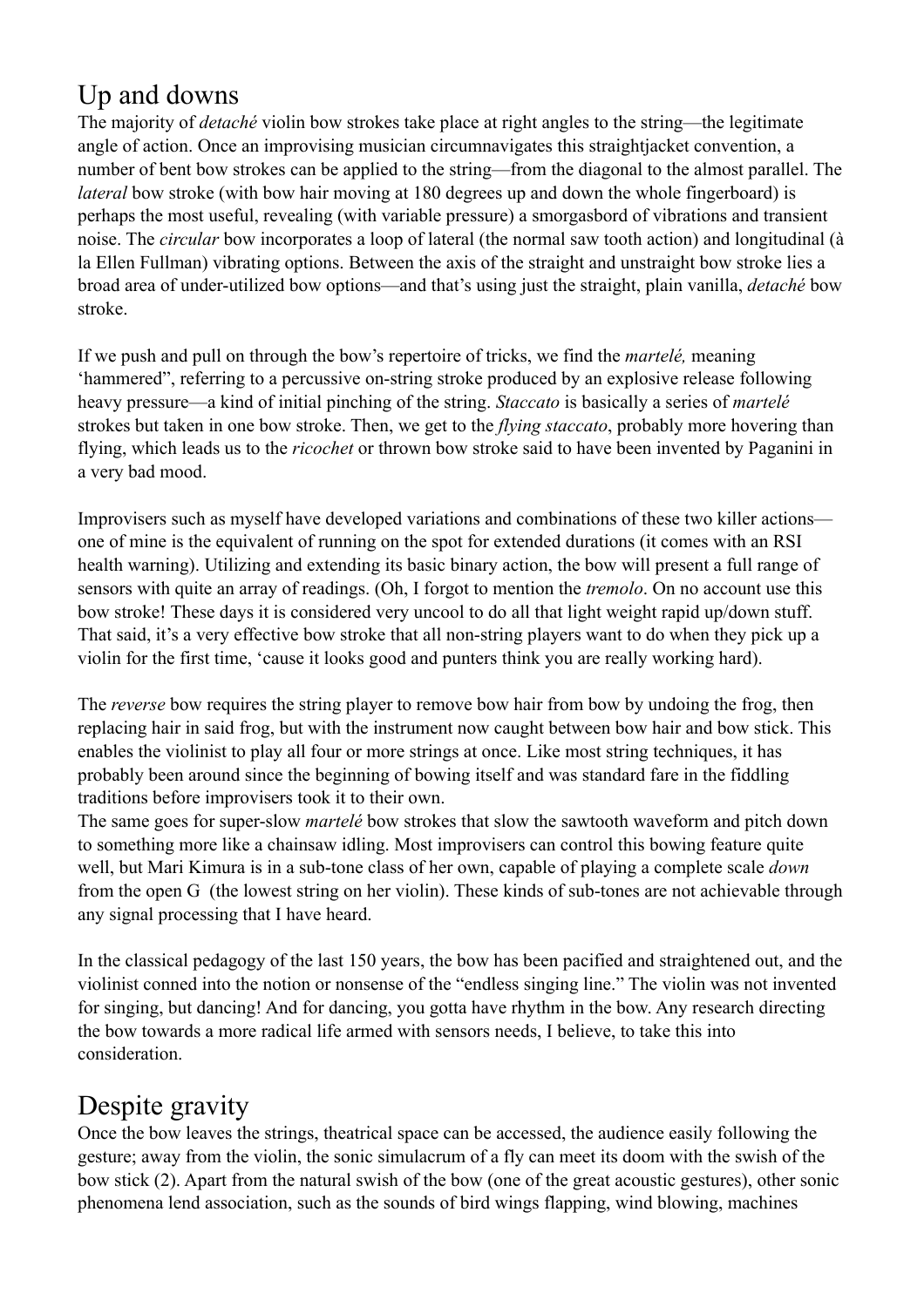## Up and downs

The majority of *detaché* violin bow strokes take place at right angles to the string—the legitimate angle of action. Once an improvising musician circumnavigates this straightjacket convention, a number of bent bow strokes can be applied to the string—from the diagonal to the almost parallel. The *lateral* bow stroke (with bow hair moving at 180 degrees up and down the whole fingerboard) is perhaps the most useful, revealing (with variable pressure) a smorgasbord of vibrations and transient noise. The *circular* bow incorporates a loop of lateral (the normal saw tooth action) and longitudinal (à la Ellen Fullman) vibrating options. Between the axis of the straight and unstraight bow stroke lies a broad area of under-utilized bow options—and that's using just the straight, plain vanilla, *detaché* bow stroke.

If we push and pull on through the bow's repertoire of tricks, we find the *martelé,* meaning 'hammered", referring to a percussive on-string stroke produced by an explosive release following heavy pressure—a kind of initial pinching of the string. *Staccato* is basically a series of *martelé* strokes but taken in one bow stroke. Then, we get to the *flying staccato*, probably more hovering than flying, which leads us to the *ricochet* or thrown bow stroke said to have been invented by Paganini in a very bad mood.

Improvisers such as myself have developed variations and combinations of these two killer actions—one of mine is the equivalent of running on the spot for extended durations (it comes with an RSI health warning). Utilizing and extending its basic binary action, the bow will present a full range of sensors with quite an array of readings. (Oh, I forgot to mention the *tremolo*. On no account use this bow stroke! These days it is considered very uncool to do all that light weight rapid up/down stuff. That said, it's a very effective bow stroke that all non-string players want to do when they pick up a violin for the first time, 'cause it looks good and punters think you are really working hard).

The *reverse* bow requires the string player to remove bow hair from bow by undoing the frog, then replacing hair in said frog, but with the instrument now caught between bow hair and bow stick. This enables the violinist to play all four or more strings at once. Like most string techniques, it has probably been around since the beginning of bowing itself and was standard fare in the fiddling traditions before improvisers took it to their own.

The same goes for super-slow *martelé* bow strokes that slow the sawtooth waveform and pitch down to something more like a chainsaw idling. Most improvisers can control this bowing feature quite well, but Mari Kimura is in a sub-tone class of her own, capable of playing a complete scale *down* from the open G (the lowest string on her violin). These kinds of sub-tones are not achievable through any signal processing that I have heard.

In the classical pedagogy of the last 150 years, the bow has been pacified and straightened out, and the violinist conned into the notion or nonsense of the "endless singing line." The violin was not invented for singing, but dancing! And for dancing, you gotta have rhythm in the bow. Any research directing the bow towards a more radical life armed with sensors needs, I believe, to take this into consideration.

## Despite gravity

Once the bow leaves the strings, theatrical space can be accessed, the audience easily following the gesture; away from the violin, the sonic simulacrum of a fly can meet its doom with the swish of the bow stick (2). Apart from the natural swish of the bow (one of the great acoustic gestures), other sonic phenomena lend association, such as the sounds of bird wings flapping, wind blowing, machines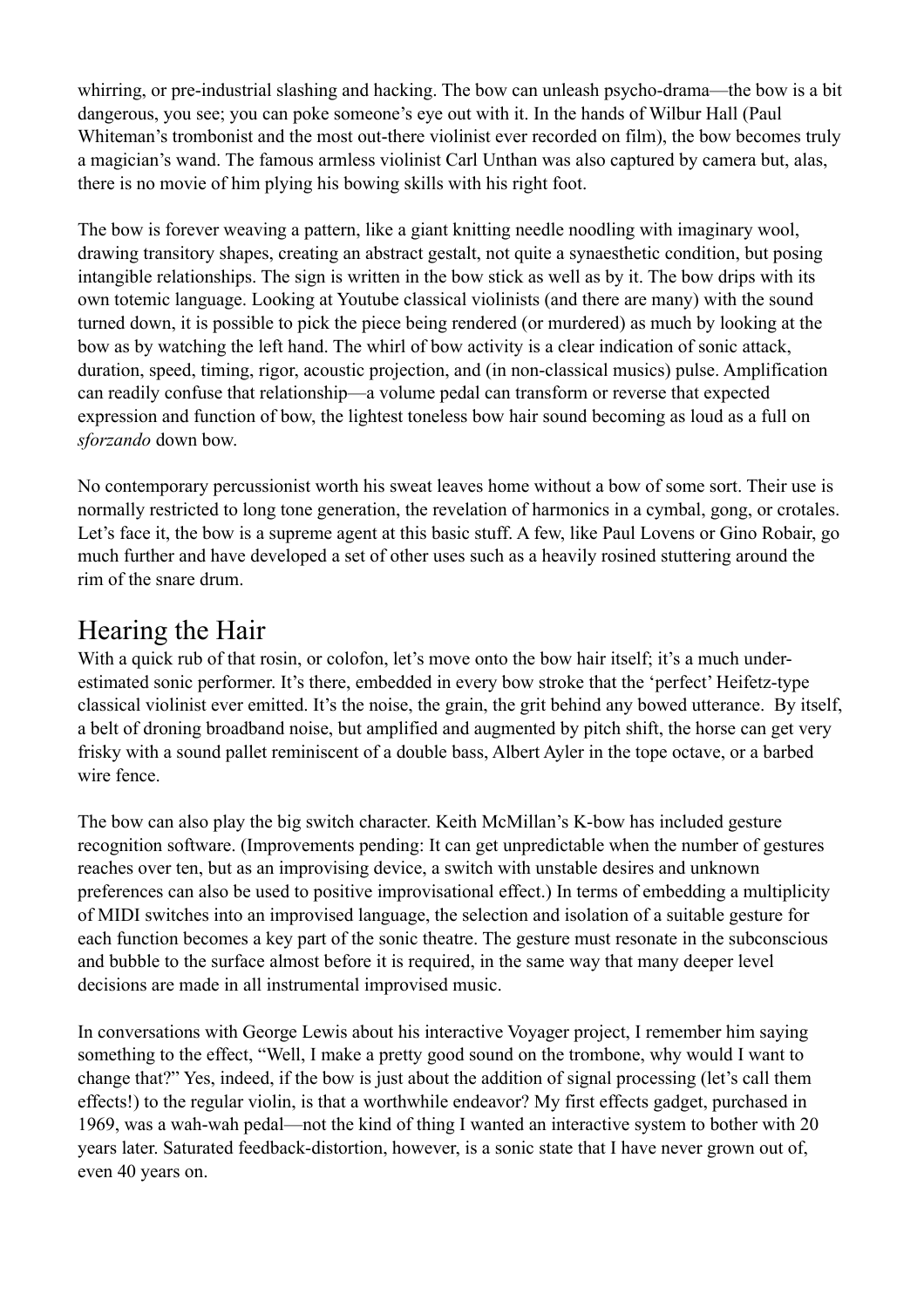whirring, or pre-industrial slashing and hacking. The bow can unleash psycho-drama—the bow is a bit dangerous, you see; you can poke someone's eye out with it. In the hands of Wilbur Hall (Paul Whiteman's trombonist and the most out-there violinist ever recorded on film), the bow becomes truly a magician's wand. The famous armless violinist Carl Unthan was also captured by camera but, alas, there is no movie of him plying his bowing skills with his right foot.

The bow is forever weaving a pattern, like a giant knitting needle noodling with imaginary wool, drawing transitory shapes, creating an abstract gestalt, not quite a synaesthetic condition, but posing intangible relationships. The sign is written in the bow stick as well as by it. The bow drips with its own totemic language. Looking at Youtube classical violinists (and there are many) with the sound turned down, it is possible to pick the piece being rendered (or murdered) as much by looking at the bow as by watching the left hand. The whirl of bow activity is a clear indication of sonic attack, duration, speed, timing, rigor, acoustic projection, and (in non-classical musics) pulse. Amplification can readily confuse that relationship—a volume pedal can transform or reverse that expected expression and function of bow, the lightest toneless bow hair sound becoming as loud as a full on *sforzando* down bow.

No contemporary percussionist worth his sweat leaves home without a bow of some sort. Their use is normally restricted to long tone generation, the revelation of harmonics in a cymbal, gong, or crotales. Let's face it, the bow is a supreme agent at this basic stuff. A few, like Paul Lovens or Gino Robair, go much further and have developed a set of other uses such as a heavily rosined stuttering around the rim of the snare drum.

## Hearing the Hair

With a quick rub of that rosin, or colofon, let's move onto the bow hair itself; it's a much under-estimated sonic performer. It's there, embedded in every bow stroke that the 'perfect' Heifetz-type classical violinist ever emitted. It's the noise, the grain, the grit behind any bowed utterance. By itself, a belt of droning broadband noise, but amplified and augmented by pitch shift, the horse can get very frisky with a sound pallet reminiscent of a double bass, Albert Ayler in the tope octave, or a barbed wire fence.

The bow can also play the big switch character. Keith McMillan's K-bow has included gesture recognition software. (Improvements pending: It can get unpredictable when the number of gestures reaches over ten, but as an improvising device, a switch with unstable desires and unknown preferences can also be used to positive improvisational effect.) In terms of embedding a multiplicity of MIDI switches into an improvised language, the selection and isolation of a suitable gesture for each function becomes a key part of the sonic theatre. The gesture must resonate in the subconscious and bubble to the surface almost before it is required, in the same way that many deeper level decisions are made in all instrumental improvised music.

In conversations with George Lewis about his interactive Voyager project, I remember him saying something to the effect, "Well, I make a pretty good sound on the trombone, why would I want to change that?" Yes, indeed, if the bow is just about the addition of signal processing (let's call them effects!) to the regular violin, is that a worthwhile endeavor? My first effects gadget, purchased in 1969, was a wah-wah pedal—not the kind of thing I wanted an interactive system to bother with 20 years later. Saturated feedback-distortion, however, is a sonic state that I have never grown out of, even 40 years on.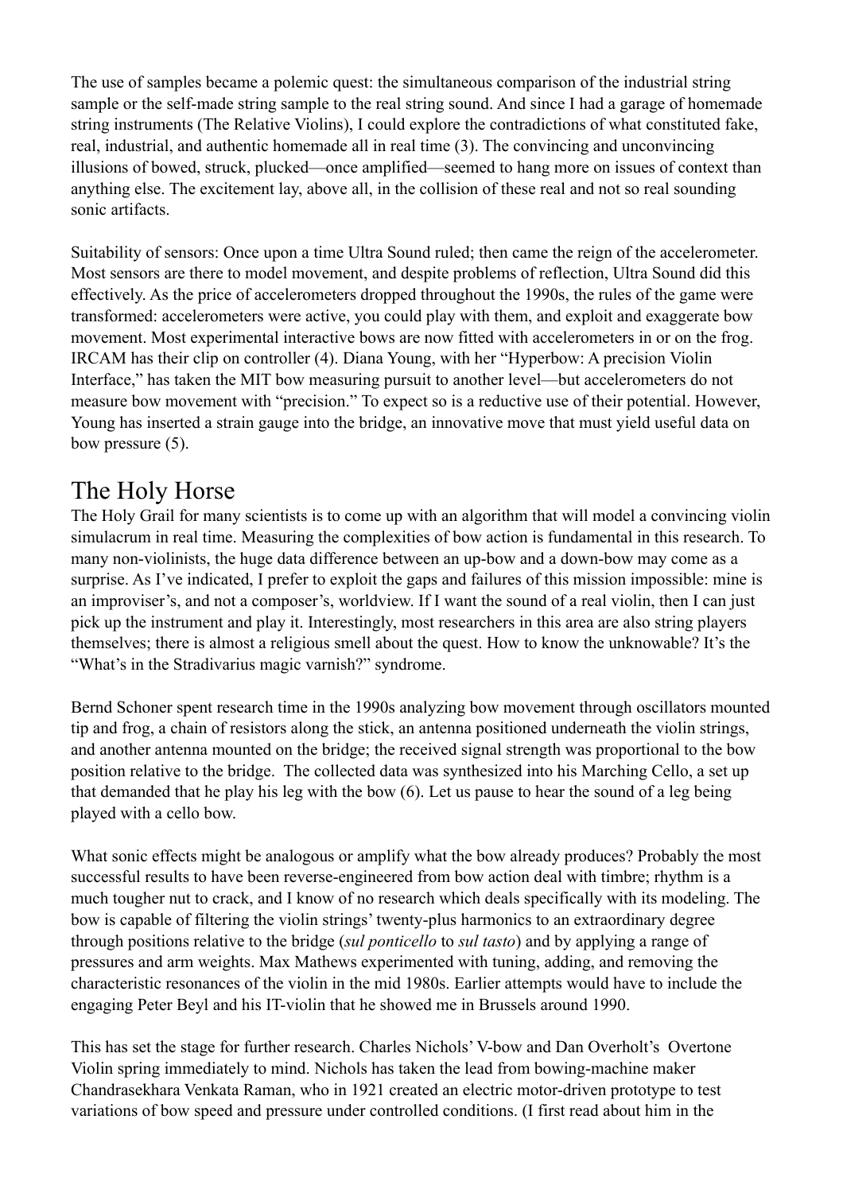The use of samples became a polemic quest: the simultaneous comparison of the industrial string sample or the self-made string sample to the real string sound. And since I had a garage of homemade string instruments (The Relative Violins), I could explore the contradictions of what constituted fake, real, industrial, and authentic homemade all in real time (3). The convincing and unconvincing illusions of bowed, struck, plucked—once amplified—seemed to hang more on issues of context than anything else. The excitement lay, above all, in the collision of these real and not so real sounding sonic artifacts.

Suitability of sensors: Once upon a time Ultra Sound ruled; then came the reign of the accelerometer. Most sensors are there to model movement, and despite problems of reflection, Ultra Sound did this effectively. As the price of accelerometers dropped throughout the 1990s, the rules of the game were transformed: accelerometers were active, you could play with them, and exploit and exaggerate bow movement. Most experimental interactive bows are now fitted with accelerometers in or on the frog. IRCAM has their clip on controller (4). Diana Young, with her "Hyperbow: A precision Violin Interface," has taken the MIT bow measuring pursuit to another level—but accelerometers do not measure bow movement with "precision." To expect so is a reductive use of their potential. However, Young has inserted a strain gauge into the bridge, an innovative move that must yield useful data on bow pressure (5).

## The Holy Horse

The Holy Grail for many scientists is to come up with an algorithm that will model a convincing violin simulacrum in real time. Measuring the complexities of bow action is fundamental in this research. To many non-violinists, the huge data difference between an up-bow and a down-bow may come as a surprise. As I've indicated, I prefer to exploit the gaps and failures of this mission impossible: mine is an improviser's, and not a composer's, worldview. If I want the sound of a real violin, then I can just pick up the instrument and play it. Interestingly, most researchers in this area are also string players themselves; there is almost a religious smell about the quest. How to know the unknowable? It's the "What's in the Stradivarius magic varnish?" syndrome.

Bernd Schoner spent research time in the 1990s analyzing bow movement through oscillators mounted tip and frog, a chain of resistors along the stick, an antenna positioned underneath the violin strings, and another antenna mounted on the bridge; the received signal strength was proportional to the bow position relative to the bridge. The collected data was synthesized into his Marching Cello, a set up that demanded that he play his leg with the bow (6). Let us pause to hear the sound of a leg being played with a cello bow.

What sonic effects might be analogous or amplify what the bow already produces? Probably the most successful results to have been reverse-engineered from bow action deal with timbre; rhythm is a much tougher nut to crack, and I know of no research which deals specifically with its modeling. The bow is capable of filtering the violin strings' twenty-plus harmonics to an extraordinary degree through positions relative to the bridge (*sul ponticello* to *sul tasto*) and by applying a range of pressures and arm weights. Max Mathews experimented with tuning, adding, and removing the characteristic resonances of the violin in the mid 1980s. Earlier attempts would have to include the engaging Peter Beyl and his IT-violin that he showed me in Brussels around 1990.

This has set the stage for further research. Charles Nichols' V-bow and Dan Overholt's Overtone Violin spring immediately to mind. Nichols has taken the lead from bowing-machine maker Chandrasekhara Venkata Raman, who in 1921 created an electric motor-driven prototype to test variations of bow speed and pressure under controlled conditions. (I first read about him in the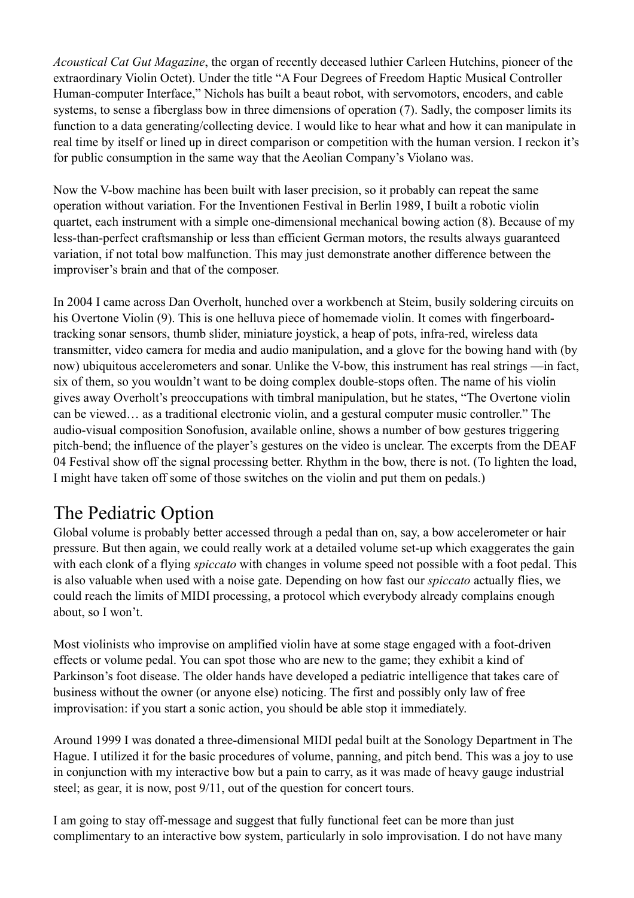*Acoustical Cat Gut Magazine*, the organ of recently deceased luthier Carleen Hutchins, pioneer of the extraordinary Violin Octet). Under the title "A Four Degrees of Freedom Haptic Musical Controller Human-computer Interface," Nichols has built a beaut robot, with servomotors, encoders, and cable systems, to sense a fiberglass bow in three dimensions of operation (7). Sadly, the composer limits its function to a data generating/collecting device. I would like to hear what and how it can manipulate in real time by itself or lined up in direct comparison or competition with the human version. I reckon it's for public consumption in the same way that the Aeolian Company's Violano was.

Now the V-bow machine has been built with laser precision, so it probably can repeat the same operation without variation. For the Inventionen Festival in Berlin 1989, I built a robotic violin quartet, each instrument with a simple one-dimensional mechanical bowing action (8). Because of my less-than-perfect craftsmanship or less than efficient German motors, the results always guaranteed variation, if not total bow malfunction. This may just demonstrate another difference between the improviser's brain and that of the composer.

In 2004 I came across Dan Overholt, hunched over a workbench at Steim, busily soldering circuits on his Overtone Violin (9). This is one helluva piece of homemade violin. It comes with fingerboard-tracking sonar sensors, thumb slider, miniature joystick, a heap of pots, infra-red, wireless data transmitter, video camera for media and audio manipulation, and a glove for the bowing hand with (by now) ubiquitous accelerometers and sonar. Unlike the V-bow, this instrument has real strings —in fact, six of them, so you wouldn't want to be doing complex double-stops often. The name of his violin gives away Overholt's preoccupations with timbral manipulation, but he states, "The Overtone violin can be viewed… as a traditional electronic violin, and a gestural computer music controller." The audio-visual composition Sonofusion, available online, shows a number of bow gestures triggering pitch-bend; the influence of the player's gestures on the video is unclear. The excerpts from the DEAF 04 Festival show off the signal processing better. Rhythm in the bow, there is not. (To lighten the load, I might have taken off some of those switches on the violin and put them on pedals.)

## The Pediatric Option

Global volume is probably better accessed through a pedal than on, say, a bow accelerometer or hair pressure. But then again, we could really work at a detailed volume set-up which exaggerates the gain with each clonk of a flying *spiccato* with changes in volume speed not possible with a foot pedal. This is also valuable when used with a noise gate. Depending on how fast our *spiccato* actually flies, we could reach the limits of MIDI processing, a protocol which everybody already complains enough about, so I won't.

Most violinists who improvise on amplified violin have at some stage engaged with a foot-driven effects or volume pedal. You can spot those who are new to the game; they exhibit a kind of Parkinson's foot disease. The older hands have developed a pediatric intelligence that takes care of business without the owner (or anyone else) noticing. The first and possibly only law of free improvisation: if you start a sonic action, you should be able stop it immediately.

Around 1999 I was donated a three-dimensional MIDI pedal built at the Sonology Department in The Hague. I utilized it for the basic procedures of volume, panning, and pitch bend. This was a joy to use in conjunction with my interactive bow but a pain to carry, as it was made of heavy gauge industrial steel; as gear, it is now, post 9/11, out of the question for concert tours.

I am going to stay off-message and suggest that fully functional feet can be more than just complimentary to an interactive bow system, particularly in solo improvisation. I do not have many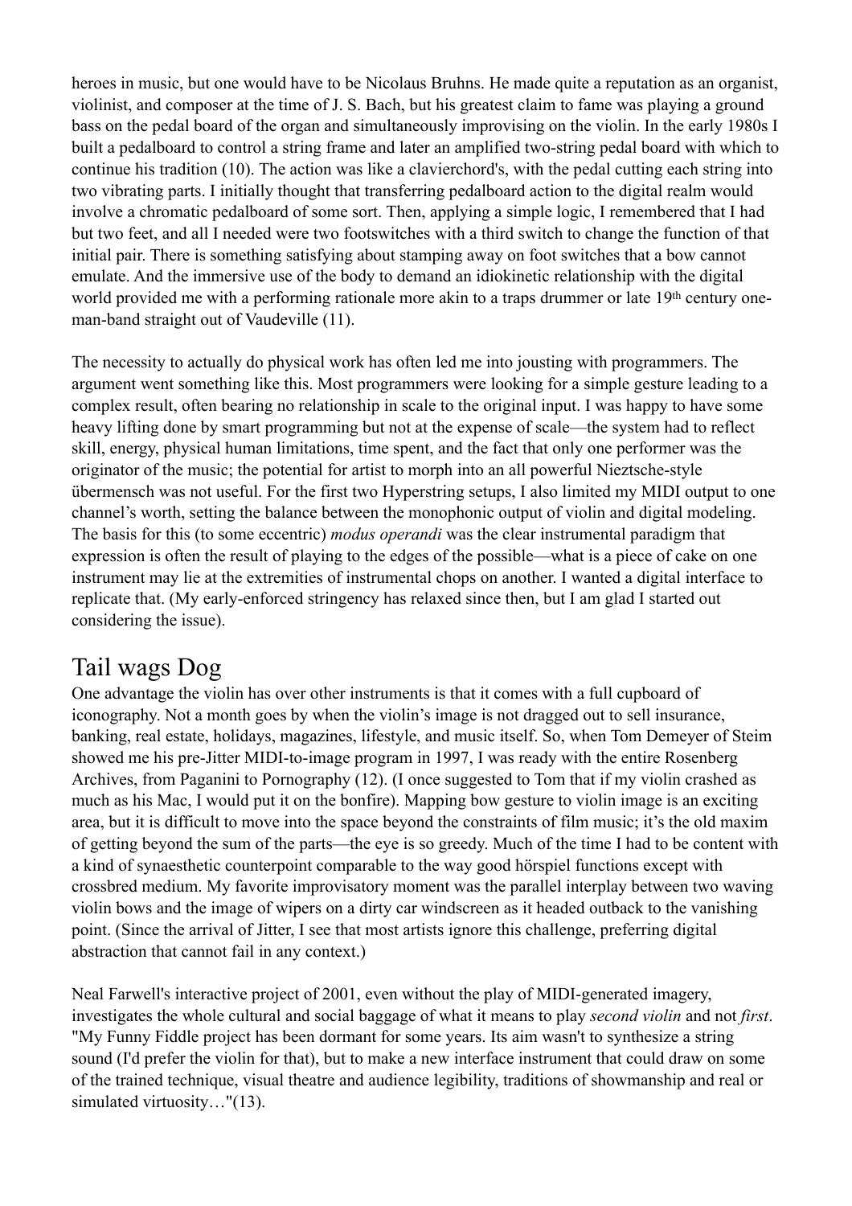heroes in music, but one would have to be Nicolaus Bruhns. He made quite a reputation as an organist, violinist, and composer at the time of J. S. Bach, but his greatest claim to fame was playing a ground bass on the pedal board of the organ and simultaneously improvising on the violin. In the early 1980s I built a pedalboard to control a string frame and later an amplified two-string pedal board with which to continue his tradition (10). The action was like a clavierchord's, with the pedal cutting each string into two vibrating parts. I initially thought that transferring pedalboard action to the digital realm would involve a chromatic pedalboard of some sort. Then, applying a simple logic, I remembered that I had but two feet, and all I needed were two footswitches with a third switch to change the function of that initial pair. There is something satisfying about stamping away on foot switches that a bow cannot emulate. And the immersive use of the body to demand an idiokinetic relationship with the digital world provided me with a performing rationale more akin to a traps drummer or late 19th century one-man-band straight out of Vaudeville (11).

The necessity to actually do physical work has often led me into jousting with programmers. The argument went something like this. Most programmers were looking for a simple gesture leading to a complex result, often bearing no relationship in scale to the original input. I was happy to have some heavy lifting done by smart programming but not at the expense of scale—the system had to reflect skill, energy, physical human limitations, time spent, and the fact that only one performer was the originator of the music; the potential for artist to morph into an all powerful Nieztsche-style übermensch was not useful. For the first two Hyperstring setups, I also limited my MIDI output to one channel's worth, setting the balance between the monophonic output of violin and digital modeling. The basis for this (to some eccentric) *modus operandi* was the clear instrumental paradigm that expression is often the result of playing to the edges of the possible—what is a piece of cake on one instrument may lie at the extremities of instrumental chops on another. I wanted a digital interface to replicate that. (My early-enforced stringency has relaxed since then, but I am glad I started out considering the issue).

## Tail wags Dog

One advantage the violin has over other instruments is that it comes with a full cupboard of iconography. Not a month goes by when the violin's image is not dragged out to sell insurance, banking, real estate, holidays, magazines, lifestyle, and music itself. So, when Tom Demeyer of Steim showed me his pre-Jitter MIDI-to-image program in 1997, I was ready with the entire Rosenberg Archives, from Paganini to Pornography (12). (I once suggested to Tom that if my violin crashed as much as his Mac, I would put it on the bonfire). Mapping bow gesture to violin image is an exciting area, but it is difficult to move into the space beyond the constraints of film music; it's the old maxim of getting beyond the sum of the parts—the eye is so greedy. Much of the time I had to be content with a kind of synaesthetic counterpoint comparable to the way good hörspiel functions except with crossbred medium. My favorite improvisatory moment was the parallel interplay between two waving violin bows and the image of wipers on a dirty car windscreen as it headed outback to the vanishing point. (Since the arrival of Jitter, I see that most artists ignore this challenge, preferring digital abstraction that cannot fail in any context.)

Neal Farwell's interactive project of 2001, even without the play of MIDI-generated imagery, investigates the whole cultural and social baggage of what it means to play *second violin* and not *first*. "My Funny Fiddle project has been dormant for some years. Its aim wasn't to synthesize a string sound (I'd prefer the violin for that), but to make a new interface instrument that could draw on some of the trained technique, visual theatre and audience legibility, traditions of showmanship and real or simulated virtuosity…"(13).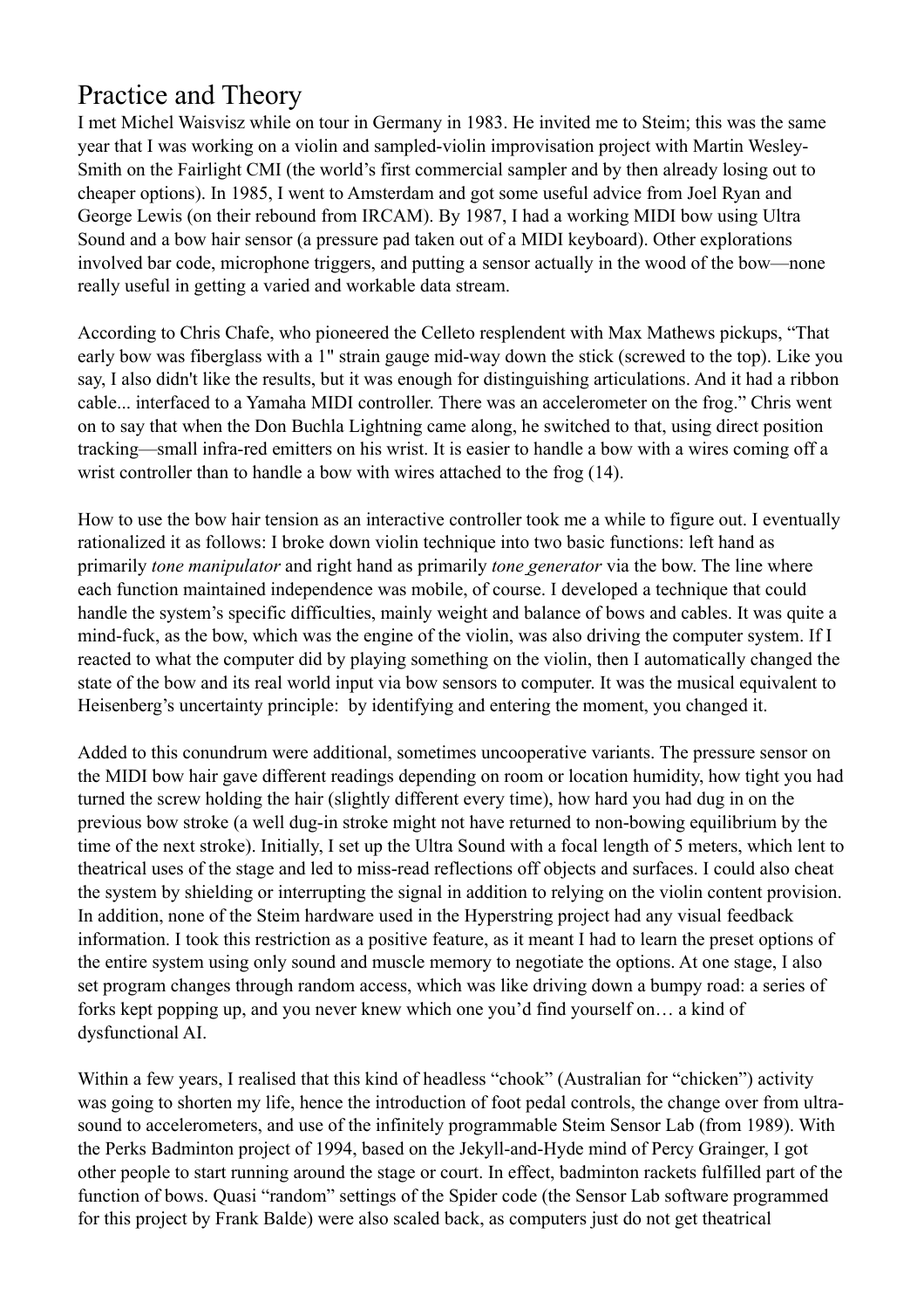# Practice and Theory

I met Michel Waisvisz while on tour in Germany in 1983. He invited me to Steim; this was the same year that I was working on a violin and sampled-violin improvisation project with Martin Wesley-Smith on the Fairlight CMI (the world's first commercial sampler and by then already losing out to cheaper options). In 1985, I went to Amsterdam and got some useful advice from Joel Ryan and George Lewis (on their rebound from IRCAM). By 1987, I had a working MIDI bow using Ultra Sound and a bow hair sensor (a pressure pad taken out of a MIDI keyboard). Other explorations involved bar code, microphone triggers, and putting a sensor actually in the wood of the bow—none really useful in getting a varied and workable data stream.

According to Chris Chafe, who pioneered the Celleto resplendent with Max Mathews pickups, "That early bow was fiberglass with a 1" strain gauge mid-way down the stick (screwed to the top). Like you say, I also didn't like the results, but it was enough for distinguishing articulations. And it had a ribbon cable... interfaced to a Yamaha MIDI controller. There was an accelerometer on the frog." Chris went on to say that when the Don Buchla Lightning came along, he switched to that, using direct position tracking—small infra-red emitters on his wrist. It is easier to handle a bow with a wires coming off a wrist controller than to handle a bow with wires attached to the frog (14).

How to use the bow hair tension as an interactive controller took me a while to figure out. I eventually rationalized it as follows: I broke down violin technique into two basic functions: left hand as primarily *tone manipulator* and right hand as primarily *tone generator* via the bow. The line where each function maintained independence was mobile, of course. I developed a technique that could handle the system's specific difficulties, mainly weight and balance of bows and cables. It was quite a mind-fuck, as the bow, which was the engine of the violin, was also driving the computer system. If I reacted to what the computer did by playing something on the violin, then I automatically changed the state of the bow and its real world input via bow sensors to computer. It was the musical equivalent to Heisenberg's uncertainty principle: by identifying and entering the moment, you changed it.

Added to this conundrum were additional, sometimes uncooperative variants. The pressure sensor on the MIDI bow hair gave different readings depending on room or location humidity, how tight you had turned the screw holding the hair (slightly different every time), how hard you had dug in on the previous bow stroke (a well dug-in stroke might not have returned to non-bowing equilibrium by the time of the next stroke). Initially, I set up the Ultra Sound with a focal length of 5 meters, which lent to theatrical uses of the stage and led to miss-read reflections off objects and surfaces. I could also cheat the system by shielding or interrupting the signal in addition to relying on the violin content provision. In addition, none of the Steim hardware used in the Hyperstring project had any visual feedback information. I took this restriction as a positive feature, as it meant I had to learn the preset options of the entire system using only sound and muscle memory to negotiate the options. At one stage, I also set program changes through random access, which was like driving down a bumpy road: a series of forks kept popping up, and you never knew which one you'd find yourself on… a kind of dysfunctional AI.

Within a few years, I realised that this kind of headless "chook" (Australian for "chicken") activity was going to shorten my life, hence the introduction of foot pedal controls, the change over from ultra-sound to accelerometers, and use of the infinitely programmable Steim Sensor Lab (from 1989). With the Perks Badminton project of 1994, based on the Jekyll-and-Hyde mind of Percy Grainger, I got other people to start running around the stage or court. In effect, badminton rackets fulfilled part of the function of bows. Quasi "random" settings of the Spider code (the Sensor Lab software programmed for this project by Frank Balde) were also scaled back, as computers just do not get theatrical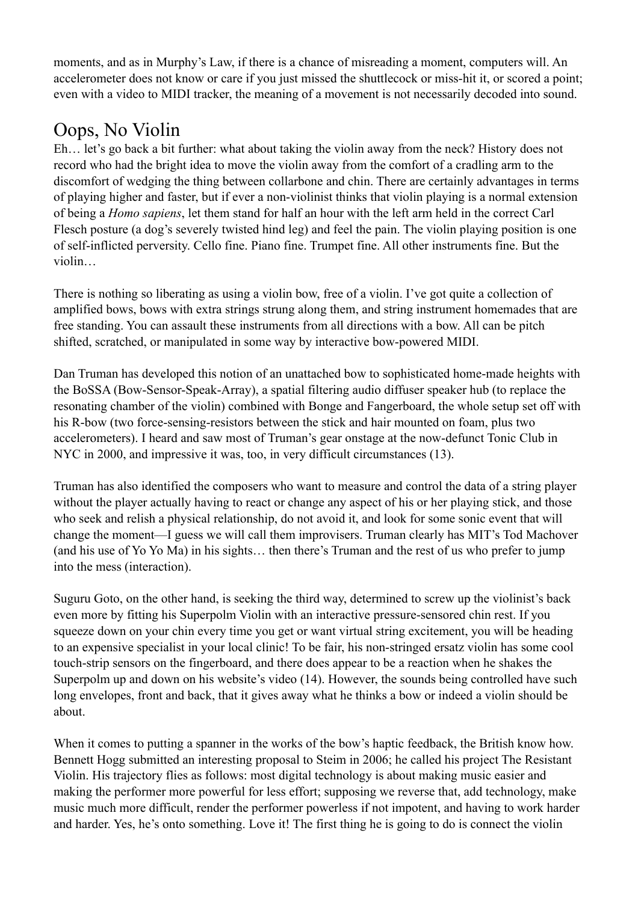moments, and as in Murphy's Law, if there is a chance of misreading a moment, computers will. An accelerometer does not know or care if you just missed the shuttlecock or miss-hit it, or scored a point; even with a video to MIDI tracker, the meaning of a movement is not necessarily decoded into sound.

## Oops, No Violin

Eh… let's go back a bit further: what about taking the violin away from the neck? History does not record who had the bright idea to move the violin away from the comfort of a cradling arm to the discomfort of wedging the thing between collarbone and chin. There are certainly advantages in terms of playing higher and faster, but if ever a non-violinist thinks that violin playing is a normal extension of being a *Homo sapiens*, let them stand for half an hour with the left arm held in the correct Carl Flesch posture (a dog's severely twisted hind leg) and feel the pain. The violin playing position is one of self-inflicted perversity. Cello fine. Piano fine. Trumpet fine. All other instruments fine. But the violin…

There is nothing so liberating as using a violin bow, free of a violin. I've got quite a collection of amplified bows, bows with extra strings strung along them, and string instrument homemades that are free standing. You can assault these instruments from all directions with a bow. All can be pitch shifted, scratched, or manipulated in some way by interactive bow-powered MIDI.

Dan Truman has developed this notion of an unattached bow to sophisticated home-made heights with the BoSSA (Bow-Sensor-Speak-Array), a spatial filtering audio diffuser speaker hub (to replace the resonating chamber of the violin) combined with Bonge and Fangerboard, the whole setup set off with his R-bow (two force-sensing-resistors between the stick and hair mounted on foam, plus two accelerometers). I heard and saw most of Truman's gear onstage at the now-defunct Tonic Club in NYC in 2000, and impressive it was, too, in very difficult circumstances (13).

Truman has also identified the composers who want to measure and control the data of a string player without the player actually having to react or change any aspect of his or her playing stick, and those who seek and relish a physical relationship, do not avoid it, and look for some sonic event that will change the moment—I guess we will call them improvisers. Truman clearly has MIT's Tod Machover (and his use of Yo Yo Ma) in his sights… then there's Truman and the rest of us who prefer to jump into the mess (interaction).

Suguru Goto, on the other hand, is seeking the third way, determined to screw up the violinist's back even more by fitting his Superpolm Violin with an interactive pressure-sensored chin rest. If you squeeze down on your chin every time you get or want virtual string excitement, you will be heading to an expensive specialist in your local clinic! To be fair, his non-stringed ersatz violin has some cool touch-strip sensors on the fingerboard, and there does appear to be a reaction when he shakes the Superpolm up and down on his website's video (14). However, the sounds being controlled have such long envelopes, front and back, that it gives away what he thinks a bow or indeed a violin should be about.

When it comes to putting a spanner in the works of the bow's haptic feedback, the British know how. Bennett Hogg submitted an interesting proposal to Steim in 2006; he called his project The Resistant Violin. His trajectory flies as follows: most digital technology is about making music easier and making the performer more powerful for less effort; supposing we reverse that, add technology, make music much more difficult, render the performer powerless if not impotent, and having to work harder and harder. Yes, he's onto something. Love it! The first thing he is going to do is connect the violin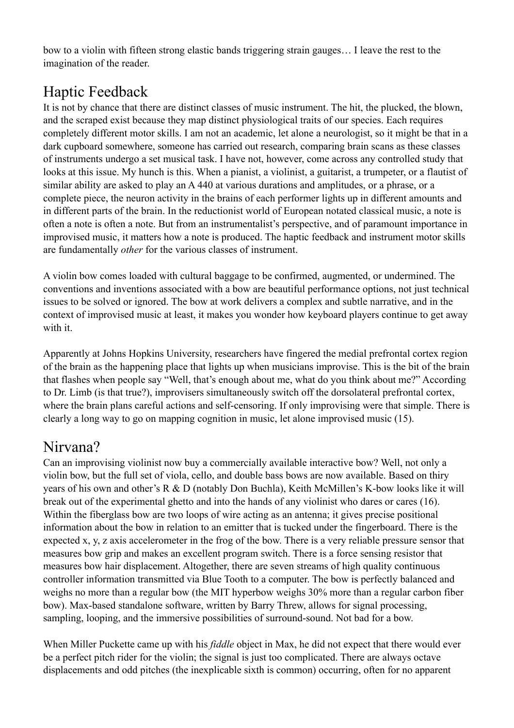bow to a violin with fifteen strong elastic bands triggering strain gauges… I leave the rest to the imagination of the reader.

## Haptic Feedback

It is not by chance that there are distinct classes of music instrument. The hit, the plucked, the blown, and the scraped exist because they map distinct physiological traits of our species. Each requires completely different motor skills. I am not an academic, let alone a neurologist, so it might be that in a dark cupboard somewhere, someone has carried out research, comparing brain scans as these classes of instruments undergo a set musical task. I have not, however, come across any controlled study that looks at this issue. My hunch is this. When a pianist, a violinist, a guitarist, a trumpeter, or a flautist of similar ability are asked to play an A 440 at various durations and amplitudes, or a phrase, or a complete piece, the neuron activity in the brains of each performer lights up in different amounts and in different parts of the brain. In the reductionist world of European notated classical music, a note is often a note is often a note. But from an instrumentalist's perspective, and of paramount importance in improvised music, it matters how a note is produced. The haptic feedback and instrument motor skills are fundamentally *other* for the various classes of instrument.

A violin bow comes loaded with cultural baggage to be confirmed, augmented, or undermined. The conventions and inventions associated with a bow are beautiful performance options, not just technical issues to be solved or ignored. The bow at work delivers a complex and subtle narrative, and in the context of improvised music at least, it makes you wonder how keyboard players continue to get away with it.

Apparently at Johns Hopkins University, researchers have fingered the medial prefrontal cortex region of the brain as the happening place that lights up when musicians improvise. This is the bit of the brain that flashes when people say "Well, that's enough about me, what do you think about me?" According to Dr. Limb (is that true?), improvisers simultaneously switch off the dorsolateral prefrontal cortex, where the brain plans careful actions and self-censoring. If only improvising were that simple. There is clearly a long way to go on mapping cognition in music, let alone improvised music (15).

## Nirvana?

Can an improvising violinist now buy a commercially available interactive bow? Well, not only a violin bow, but the full set of viola, cello, and double bass bows are now available. Based on thiry years of his own and other's R & D (notably Don Buchla), Keith McMillen's K-bow looks like it will break out of the experimental ghetto and into the hands of any violinist who dares or cares (16). Within the fiberglass bow are two loops of wire acting as an antenna; it gives precise positional information about the bow in relation to an emitter that is tucked under the fingerboard. There is the expected x, y, z axis accelerometer in the frog of the bow. There is a very reliable pressure sensor that measures bow grip and makes an excellent program switch. There is a force sensing resistor that measures bow hair displacement. Altogether, there are seven streams of high quality continuous controller information transmitted via Blue Tooth to a computer. The bow is perfectly balanced and weighs no more than a regular bow (the MIT hyperbow weighs 30% more than a regular carbon fiber bow). Max-based standalone software, written by Barry Threw, allows for signal processing, sampling, looping, and the immersive possibilities of surround-sound. Not bad for a bow.

When Miller Puckette came up with his *fiddle* object in Max, he did not expect that there would ever be a perfect pitch rider for the violin; the signal is just too complicated. There are always octave displacements and odd pitches (the inexplicable sixth is common) occurring, often for no apparent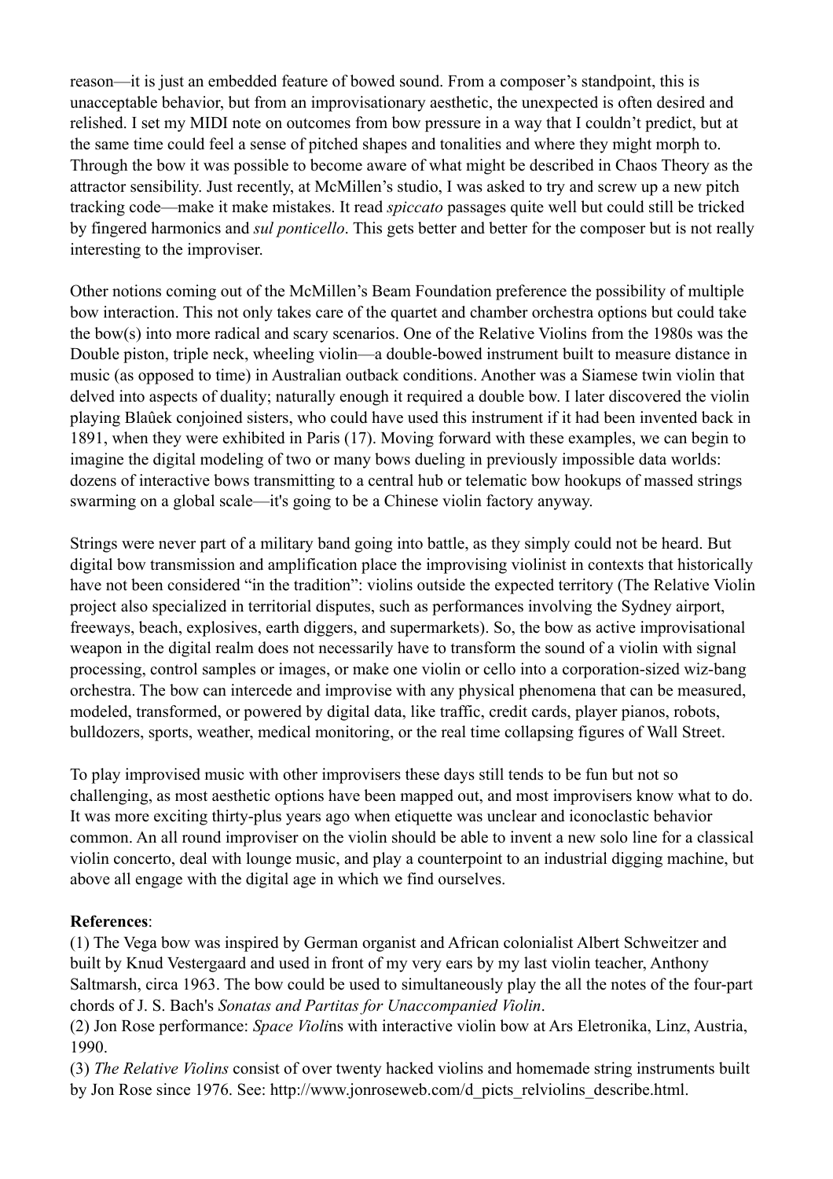reason—it is just an embedded feature of bowed sound. From a composer's standpoint, this is unacceptable behavior, but from an improvisationary aesthetic, the unexpected is often desired and relished. I set my MIDI note on outcomes from bow pressure in a way that I couldn't predict, but at the same time could feel a sense of pitched shapes and tonalities and where they might morph to. Through the bow it was possible to become aware of what might be described in Chaos Theory as the attractor sensibility. Just recently, at McMillen's studio, I was asked to try and screw up a new pitch tracking code—make it make mistakes. It read *spiccato* passages quite well but could still be tricked by fingered harmonics and *sul ponticello*. This gets better and better for the composer but is not really interesting to the improviser.

Other notions coming out of the McMillen's Beam Foundation preference the possibility of multiple bow interaction. This not only takes care of the quartet and chamber orchestra options but could take the bow(s) into more radical and scary scenarios. One of the Relative Violins from the 1980s was the Double piston, triple neck, wheeling violin—a double-bowed instrument built to measure distance in music (as opposed to time) in Australian outback conditions. Another was a Siamese twin violin that delved into aspects of duality; naturally enough it required a double bow. I later discovered the violin playing Blaûek conjoined sisters, who could have used this instrument if it had been invented back in 1891, when they were exhibited in Paris (17). Moving forward with these examples, we can begin to imagine the digital modeling of two or many bows dueling in previously impossible data worlds: dozens of interactive bows transmitting to a central hub or telematic bow hookups of massed strings swarming on a global scale—it's going to be a Chinese violin factory anyway.

Strings were never part of a military band going into battle, as they simply could not be heard. But digital bow transmission and amplification place the improvising violinist in contexts that historically have not been considered "in the tradition": violins outside the expected territory (The Relative Violin project also specialized in territorial disputes, such as performances involving the Sydney airport, freeways, beach, explosives, earth diggers, and supermarkets). So, the bow as active improvisational weapon in the digital realm does not necessarily have to transform the sound of a violin with signal processing, control samples or images, or make one violin or cello into a corporation-sized wiz-bang orchestra. The bow can intercede and improvise with any physical phenomena that can be measured, modeled, transformed, or powered by digital data, like traffic, credit cards, player pianos, robots, bulldozers, sports, weather, medical monitoring, or the real time collapsing figures of Wall Street.

To play improvised music with other improvisers these days still tends to be fun but not so challenging, as most aesthetic options have been mapped out, and most improvisers know what to do. It was more exciting thirty-plus years ago when etiquette was unclear and iconoclastic behavior common. An all round improviser on the violin should be able to invent a new solo line for a classical violin concerto, deal with lounge music, and play a counterpoint to an industrial digging machine, but above all engage with the digital age in which we find ourselves.

**References**:

(1) The Vega bow was inspired by German organist and African colonialist Albert Schweitzer and built by Knud Vestergaard and used in front of my very ears by my last violin teacher, Anthony Saltmarsh, circa 1963. The bow could be used to simultaneously play the all the notes of the four-part chords of J. S. Bach's *Sonatas and Partitas for Unaccompanied Violin*.

(2) Jon Rose performance: *Space Violi*ns with interactive violin bow at Ars Eletronika, Linz, Austria, 1990.

(3) *The Relative Violins* consist of over twenty hacked violins and homemade string instruments built by Jon Rose since 1976. See: http://www.jonroseweb.com/d_picts_relviolins_describe.html.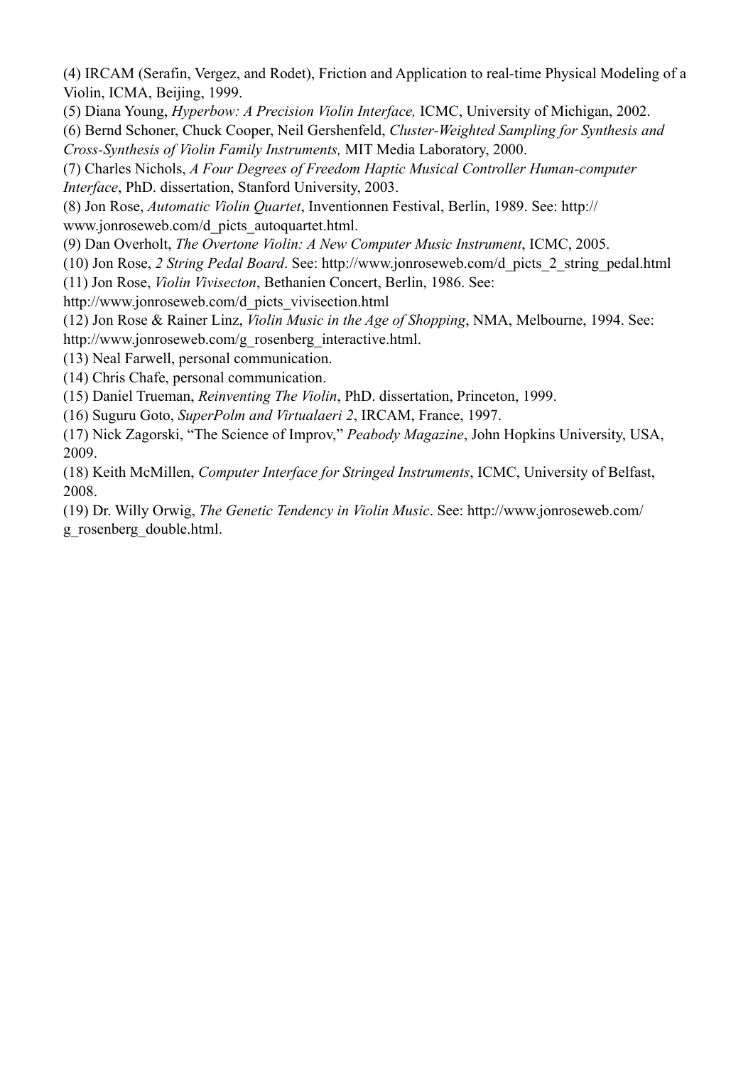(4) IRCAM (Serafin, Vergez, and Rodet), Friction and Application to real-time Physical Modeling of a Violin, ICMA, Beijing, 1999.

(5) Diana Young, *Hyperbow: A Precision Violin Interface,* ICMC, University of Michigan, 2002.

(6) Bernd Schoner, Chuck Cooper, Neil Gershenfeld, *Cluster-Weighted Sampling for Synthesis and Cross-Synthesis of Violin Family Instruments,* MIT Media Laboratory, 2000.

(7) Charles Nichols, *A Four Degrees of Freedom Haptic Musical Controller Human-computer Interface*, PhD. dissertation, Stanford University, 2003.

(8) Jon Rose, *Automatic Violin Quartet*, Inventionnen Festival, Berlin, 1989. See: http://www.jonroseweb.com/d_picts_autoquartet.html.

(9) Dan Overholt, *The Overtone Violin: A New Computer Music Instrument*, ICMC, 2005.

(10) Jon Rose, *2 String Pedal Board*. See: http://www.jonroseweb.com/d_picts_2_string_pedal.html

(11) Jon Rose, *Violin Vivisecton*, Bethanien Concert, Berlin, 1986. See: http://www.jonroseweb.com/d_picts_vivisection.html

(12) Jon Rose & Rainer Linz, *Violin Music in the Age of Shopping*, NMA, Melbourne, 1994. See: http://www.jonroseweb.com/g_rosenberg_interactive.html.

(13) Neal Farwell, personal communication.

(14) Chris Chafe, personal communication.

(15) Daniel Trueman, *Reinventing The Violin*, PhD. dissertation, Princeton, 1999.

(16) Suguru Goto, *SuperPolm and Virtualaeri 2*, IRCAM, France, 1997.

(17) Nick Zagorski, "The Science of Improv," *Peabody Magazine*, John Hopkins University, USA, 2009.

(18) Keith McMillen, *Computer Interface for Stringed Instruments*, ICMC, University of Belfast, 2008.

(19) Dr. Willy Orwig, *The Genetic Tendency in Violin Music*. See: http://www.jonroseweb.com/g_rosenberg_double.html.